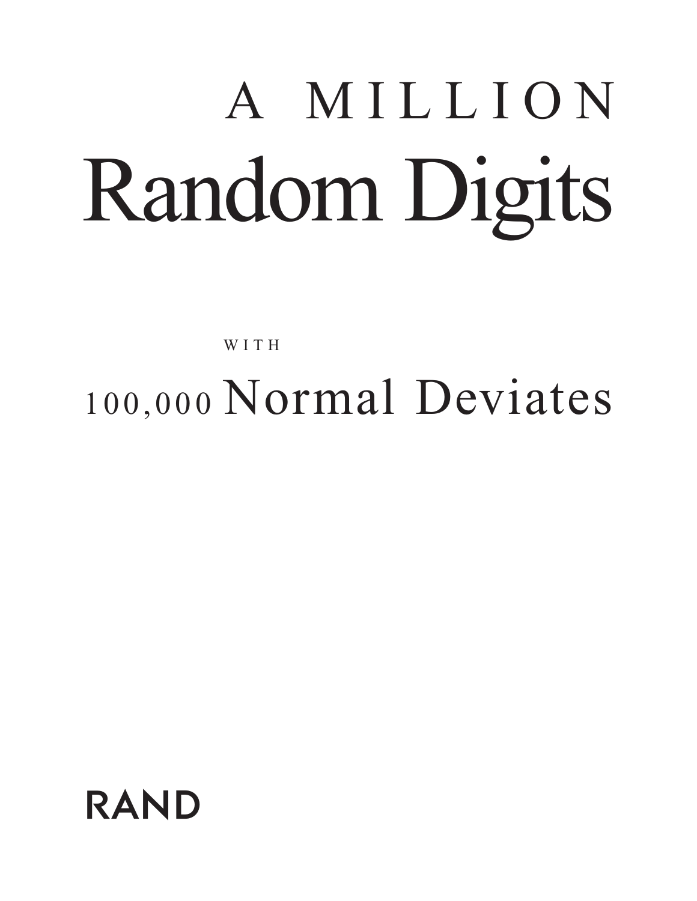# A MILLION Random Digits

WITH

## 100,000 Normal Deviates

RAND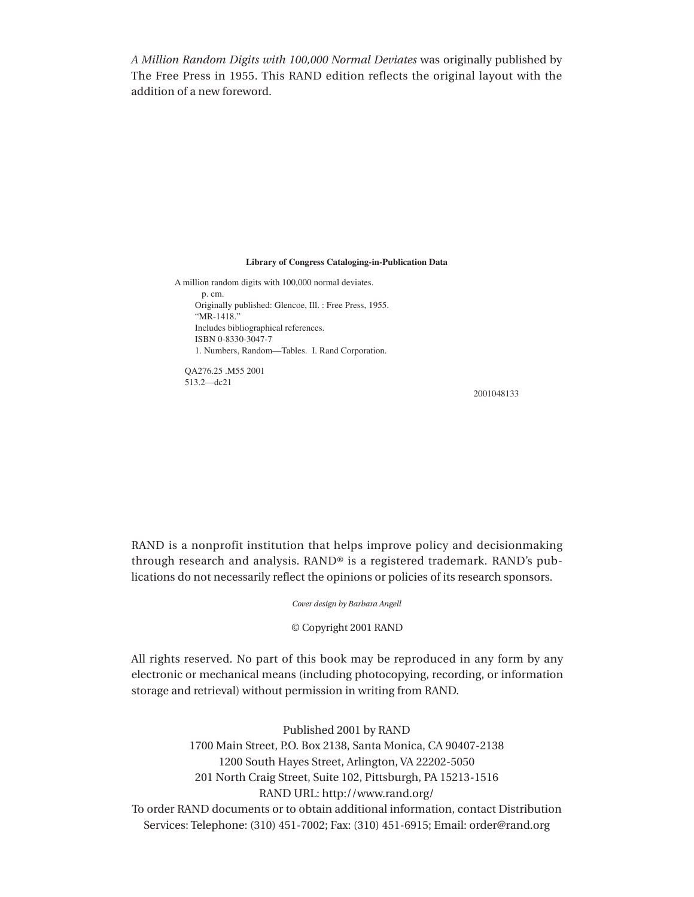*A Million Random Digits with 100,000 Normal Deviates* was originally published by The Free Press in 1955. This RAND edition reflects the original layout with the addition of a new foreword.

**Library of Congress Cataloging-in-Publication Data**

A million random digits with 100,000 normal deviates.
p. cm.
Originally published: Glencoe, Ill. : Free Press, 1955.
"MR-1418."
Includes bibliographical references.
ISBN 0-8330-3047-7
1. Numbers, Random—Tables. I. Rand Corporation.

QA276.25 .M55 2001
513.2—dc21

2001048133

RAND is a nonprofit institution that helps improve policy and decisionmaking through research and analysis. RAND® is a registered trademark. RAND's publications do not necessarily reflect the opinions or policies of its research sponsors.

*Cover design by Barbara Angell*

© Copyright 2001 RAND

All rights reserved. No part of this book may be reproduced in any form by any electronic or mechanical means (including photocopying, recording, or information storage and retrieval) without permission in writing from RAND.

Published 2001 by RAND
1700 Main Street, P.O. Box 2138, Santa Monica, CA 90407-2138
1200 South Hayes Street, Arlington, VA 22202-5050
201 North Craig Street, Suite 102, Pittsburgh, PA 15213-1516
RAND URL: http://www.rand.org/
To order RAND documents or to obtain additional information, contact Distribution Services: Telephone: (310) 451-7002; Fax: (310) 451-6915; Email: order@rand.org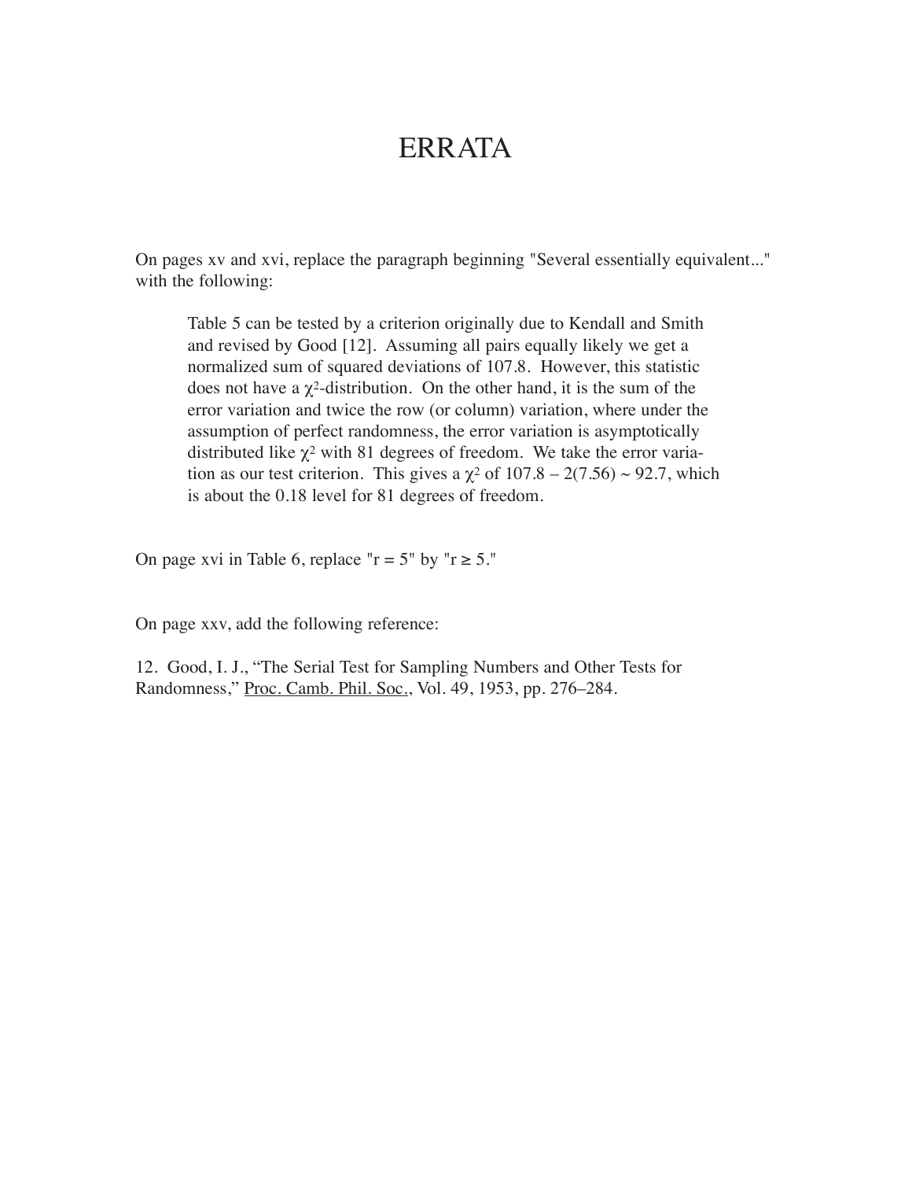# ERRATA

On pages xv and xvi, replace the paragraph beginning "Several essentially equivalent..." with the following:

> Table 5 can be tested by a criterion originally due to Kendall and Smith and revised by Good [12]. Assuming all pairs equally likely we get a normalized sum of squared deviations of 107.8. However, this statistic does not have a $\chi^2$-distribution. On the other hand, it is the sum of the error variation and twice the row (or column) variation, where under the assumption of perfect randomness, the error variation is asymptotically distributed like $\chi^2$ with 81 degrees of freedom. We take the error variation as our test criterion. This gives a $\chi^2$ of $107.8 - 2(7.56) \sim 92.7$, which is about the 0.18 level for 81 degrees of freedom.

On page xvi in Table 6, replace "$r = 5$" by "$r \geq 5$."

On page xxv, add the following reference:

12. Good, I. J., "The Serial Test for Sampling Numbers and Other Tests for Randomness," Proc. Camb. Phil. Soc., Vol. 49, 1953, pp. 276–284.